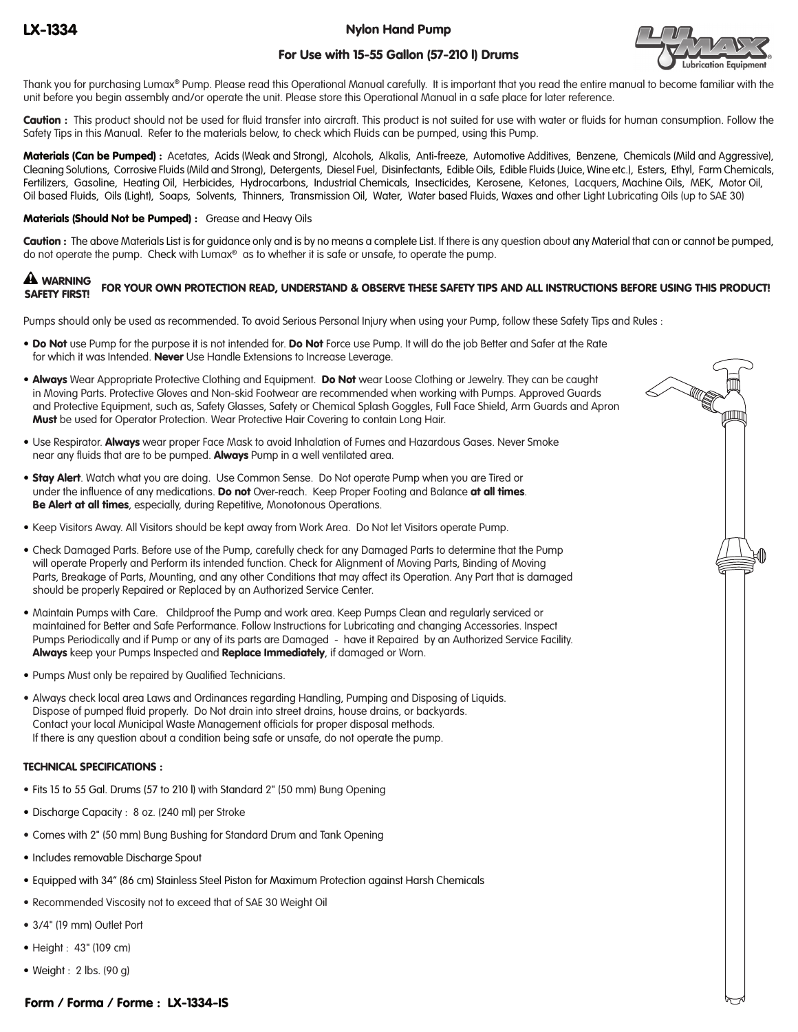**LX-1334**

# Nylon Hand Pump

## For Use with 15-55 Gallon (57-210 l) Drums

Thank you for purchasing Lumax® Pump. Please read this Operational Manual carefully. It is important that you read the entire manual to become familiar with the unit before you begin assembly and/or operate the unit. Please store this Operational Manual in a safe place for later reference.

**Caution :** This product should not be used for fluid transfer into aircraft. This product is not suited for use with water or fluids for human consumption. Follow the Safety Tips in this Manual. Refer to the materials below, to check which Fluids can be pumped, using this Pump.

**Materials (Can be Pumped) :** Acetates, Acids (Weak and Strong), Alcohols, Alkalis, Anti-freeze, Automotive Additives, Benzene, Chemicals (Mild and Aggressive), Cleaning Solutions, Corrosive Fluids (Mild and Strong), Detergents, Diesel Fuel, Disinfectants, Edible Oils, Edible Fluids (Juice, Wine etc.), Esters, Ethyl, Farm Chemicals, Fertilizers, Gasoline, Heating Oil, Herbicides, Hydrocarbons, Industrial Chemicals, Insecticides, Kerosene, Ketones, Lacquers, Machine Oils, MEK, Motor Oil, Oil based Fluids, Oils (Light), Soaps, Solvents, Thinners, Transmission Oil, Water, Water based Fluids, Waxes and other Light Lubricating Oils (up to SAE 30)

**Materials (Should Not be Pumped) :** Grease and Heavy Oils

**Caution :** The above Materials List is for guidance only and is by no means a complete List. If there is any question about any Material that can or cannot be pumped, do not operate the pump. Check with Lumax® as to whether it is safe or unsafe, to operate the pump.

**⚠ WARNING SAFETY FIRST!** **FOR YOUR OWN PROTECTION READ, UNDERSTAND & OBSERVE THESE SAFETY TIPS AND ALL INSTRUCTIONS BEFORE USING THIS PRODUCT!**

Pumps should only be used as recommended. To avoid Serious Personal Injury when using your Pump, follow these Safety Tips and Rules :

- **Do Not** use Pump for the purpose it is not intended for. **Do Not** Force use Pump. It will do the job Better and Safer at the Rate for which it was Intended. **Never** Use Handle Extensions to Increase Leverage.
- **Always** Wear Appropriate Protective Clothing and Equipment. **Do Not** wear Loose Clothing or Jewelry. They can be caught in Moving Parts. Protective Gloves and Non-skid Footwear are recommended when working with Pumps. Approved Guards and Protective Equipment, such as, Safety Glasses, Safety or Chemical Splash Goggles, Full Face Shield, Arm Guards and Apron **Must** be used for Operator Protection. Wear Protective Hair Covering to contain Long Hair.
- Use Respirator. **Always** wear proper Face Mask to avoid Inhalation of Fumes and Hazardous Gases. Never Smoke near any fluids that are to be pumped. **Always** Pump in a well ventilated area.
- **Stay Alert**. Watch what you are doing. Use Common Sense. Do Not operate Pump when you are Tired or under the influence of any medications. **Do not** Over-reach. Keep Proper Footing and Balance **at all times**. **Be Alert at all times**, especially, during Repetitive, Monotonous Operations.
- Keep Visitors Away. All Visitors should be kept away from Work Area. Do Not let Visitors operate Pump.
- Check Damaged Parts. Before use of the Pump, carefully check for any Damaged Parts to determine that the Pump will operate Properly and Perform its intended function. Check for Alignment of Moving Parts, Binding of Moving Parts, Breakage of Parts, Mounting, and any other Conditions that may affect its Operation. Any Part that is damaged should be properly Repaired or Replaced by an Authorized Service Center.
- Maintain Pumps with Care. Childproof the Pump and work area. Keep Pumps Clean and regularly serviced or maintained for Better and Safe Performance. Follow Instructions for Lubricating and changing Accessories. Inspect Pumps Periodically and if Pump or any of its parts are Damaged - have it Repaired by an Authorized Service Facility. **Always** keep your Pumps Inspected and **Replace Immediately**, if damaged or Worn.
- Pumps Must only be repaired by Qualified Technicians.
- Always check local area Laws and Ordinances regarding Handling, Pumping and Disposing of Liquids. Dispose of pumped fluid properly. Do Not drain into street drains, house drains, or backyards. Contact your local Municipal Waste Management officials for proper disposal methods. If there is any question about a condition being safe or unsafe, do not operate the pump.

**TECHNICAL SPECIFICATIONS :**

- Fits 15 to 55 Gal. Drums (57 to 210 l) with Standard 2" (50 mm) Bung Opening
- Discharge Capacity : 8 oz. (240 ml) per Stroke
- Comes with 2" (50 mm) Bung Bushing for Standard Drum and Tank Opening
- Includes removable Discharge Spout
- Equipped with 34" (86 cm) Stainless Steel Piston for Maximum Protection against Harsh Chemicals
- Recommended Viscosity not to exceed that of SAE 30 Weight Oil
- 3/4" (19 mm) Outlet Port
- Height : 43" (109 cm)
- Weight : 2 lbs. (90 g)

**Form / Forma / Forme : LX-1334-IS**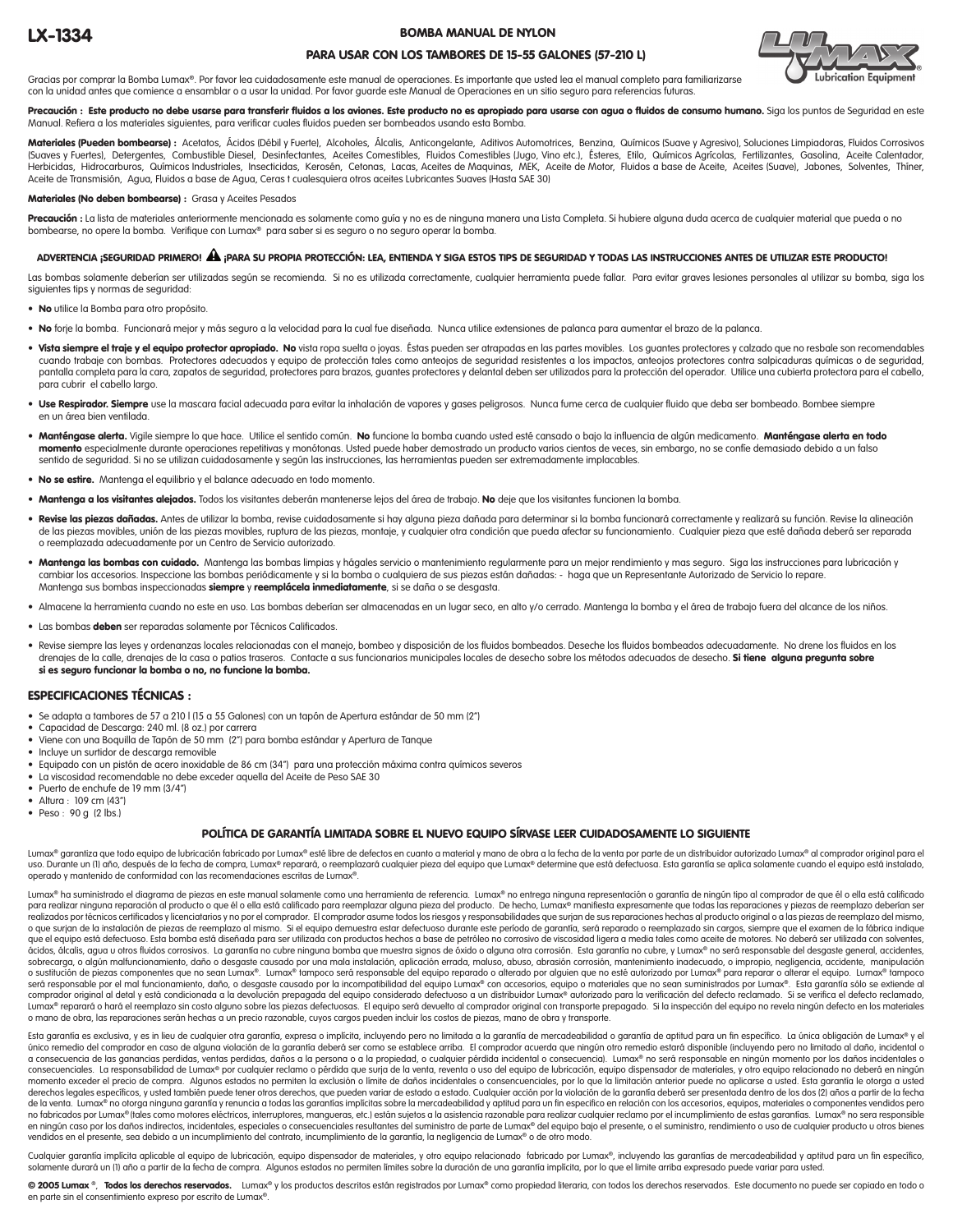# LX-1334

## BOMBA MANUAL DE NYLON

## PARA USAR CON LOS TAMBORES DE 15-55 GALONES (57-210 L)

Gracias por comprar la Bomba Lumax®. Por favor lea cuidadosamente este manual de operaciones. Es importante que usted lea el manual completo para familiarizarse con la unidad antes que comience a ensamblar o a usar la unidad. Por favor guarde este Manual de Operaciones en un sitio seguro para referencias futuras.

**Precaución : Este producto no debe usarse para transferir fluidos a los aviones. Este producto no es apropiado para usarse con agua o fluidos de consumo humano.** Siga los puntos de Seguridad en este Manual. Refiera a los materiales siguientes, para verificar cuales fluidos pueden ser bombeados usando esta Bomba.

**Materiales (Pueden bombearse) :** Acetatos, Ácidos (Débil y Fuerte), Alcoholes, Álcalis, Anticongelante, Aditivos Automotrices, Benzina, Químicos (Suave y Agresivo), Soluciones Limpiadoras, Fluidos Corrosivos (Suaves y Fuertes), Detergentes, Combustible Diesel, Desinfectantes, Aceites Comestibles, Fluidos Comestibles (Jugo, Vino etc.), Ésteres, Etilo, Químicos Agrícolas, Fertilizantes, Gasolina, Aceite Calentador, Herbicidas, Hidrocarburos, Químicos Industriales, Insecticidas, Kerosén, Cetonas, Lacas, Aceites de Maquinas, MEK, Aceite de Motor, Fluidos a base de Aceite, Aceites (Suave), Jabones, Solventes, Thíner, Aceite de Transmisión, Agua, Fluidos a base de Agua, Ceras t cualesquiera otros aceites Lubricantes Suaves (Hasta SAE 30)

**Materiales (No deben bombearse) :** Grasa y Aceites Pesados

**Precaución :** La lista de materiales anteriormente mencionada es solamente como guía y no es de ninguna manera una Lista Completa. Si hubiere alguna duda acerca de cualquier material que pueda o no bombearse, no opere la bomba. Verifique con Lumax® para saber si es seguro o no seguro operar la bomba.

**ADVERTENCIA ¡SEGURIDAD PRIMERO! ⚠ ¡PARA SU PROPIA PROTECCIÓN: LEA, ENTIENDA Y SIGA ESTOS TIPS DE SEGURIDAD Y TODAS LAS INSTRUCCIONES ANTES DE UTILIZAR ESTE PRODUCTO!**

Las bombas solamente deberían ser utilizadas según se recomienda. Si no es utilizada correctamente, cualquier herramienta puede fallar. Para evitar graves lesiones personales al utilizar su bomba, siga los siguientes tips y normas de seguridad:

- **No** utilice la Bomba para otro propósito.
- **No** forje la bomba. Funcionará mejor y más seguro a la velocidad para la cual fue diseñada. Nunca utilice extensiones de palanca para aumentar el brazo de la palanca.
- **Vista siempre el traje y el equipo protector apropiado. No** vista ropa suelta o joyas. Éstas pueden ser atrapadas en las partes movibles. Los guantes protectores y calzado que no resbale son recomendables cuando trabaje con bombas. Protectores adecuados y equipo de protección tales como anteojos de seguridad resistentes a los impactos, anteojos protectores contra salpicaduras químicas o de seguridad, pantalla completa para la cara, zapatos de seguridad, protectores para brazos, guantes protectores y delantal deben ser utilizados para la protección del operador. Utilice una cubierta protectora para el cabello, para cubrir el cabello largo.
- **Use Respirador. Siempre** use la mascara facial adecuada para evitar la inhalación de vapores y gases peligrosos. Nunca fume cerca de cualquier fluido que deba ser bombeado. Bombee siempre en un área bien ventilada.
- **Manténgase alerta.** Vigile siempre lo que hace. Utilice el sentido común. **No** funcione la bomba cuando usted esté cansado o bajo la influencia de algún medicamento. **Manténgase alerta en todo momento** especialmente durante operaciones repetitivas y monótonas. Usted puede haber demostrado un producto varios cientos de veces, sin embargo, no se confíe demasiado debido a un falso sentido de seguridad. Si no se utilizan cuidadosamente y según las instrucciones, las herramientas pueden ser extremadamente implacables.
- **No se estire.** Mantenga el equilibrio y el balance adecuado en todo momento.
- **Mantenga a los visitantes alejados.** Todos los visitantes deberán mantenerse lejos del área de trabajo. **No** deje que los visitantes funcionen la bomba.
- **Revise las piezas dañadas.** Antes de utilizar la bomba, revise cuidadosamente si hay alguna pieza dañada para determinar si la bomba funcionará correctamente y realizará su función. Revise la alineación de las piezas movibles, unión de las piezas movibles, ruptura de las piezas, montaje, y cualquier otra condición que pueda afectar su funcionamiento. Cualquier pieza que esté dañada deberá ser reparada o reemplazada adecuadamente por un Centro de Servicio autorizado.
- **Mantenga las bombas con cuidado.** Mantenga las bombas limpias y hágales servicio o mantenimiento regularmente para un mejor rendimiento y mas seguro. Siga las instrucciones para lubricación y cambiar los accesorios. Inspeccione las bombas periódicamente y si la bomba o cualquiera de sus piezas están dañadas: - haga que un Representante Autorizado de Servicio lo repare. Mantenga sus bombas inspeccionadas **siempre** y **reemplácela inmediatamente**, si se daña o se desgasta.
- Almacene la herramienta cuando no este en uso. Las bombas deberían ser almacenadas en un lugar seco, en alto y/o cerrado. Mantenga la bomba y el área de trabajo fuera del alcance de los niños.
- Las bombas **deben** ser reparadas solamente por Técnicos Calificados.
- Revise siempre las leyes y ordenanzas locales relacionadas con el manejo, bombeo y disposición de los fluidos bombeados. Deseche los fluidos bombeados adecuadamente. No drene los fluidos en los drenajes de la calle, drenajes de la casa o patios traseros. Contacte a sus funcionarios municipales locales de desecho sobre los métodos adecuados de desecho. **Si tiene alguna pregunta sobre si es seguro funcionar la bomba o no, no funcione la bomba.**

## ESPECIFICACIONES TÉCNICAS :

- Se adapta a tambores de 57 a 210 l (15 a 55 Galones) con un tapón de Apertura estándar de 50 mm (2")
- Capacidad de Descarga: 240 ml. (8 oz.) por carrera
- Viene con una Boquilla de Tapón de 50 mm (2") para bomba estándar y Apertura de Tanque
- Incluye un surtidor de descarga removible
- Equipado con un pistón de acero inoxidable de 86 cm (34") para una protección máxima contra químicos severos
- La viscosidad recomendable no debe exceder aquella del Aceite de Peso SAE 30
- Puerto de enchufe de 19 mm (3/4")
- Altura : 109 cm (43")
- Peso : 90 g (2 lbs.)

## POLÍTICA DE GARANTÍA LIMITADA SOBRE EL NUEVO EQUIPO SÍRVASE LEER CUIDADOSAMENTE LO SIGUIENTE

Lumax® garantiza que todo equipo de lubricación fabricado por Lumax® esté libre de defectos en cuanto a material y mano de obra a la fecha de la venta por parte de un distribuidor autorizado Lumax® al comprador original para el uso. Durante un (1) año, después de la fecha de compra, Lumax® reparará, o reemplazará cualquier pieza del equipo que Lumax® determine que está defectuosa. Esta garantía se aplica solamente cuando el equipo está instalado, operado y mantenido de conformidad con las recomendaciones escritas de Lumax®.

Lumax® ha suministrado el diagrama de piezas en este manual solamente como una herramienta de referencia. Lumax® no entrega ninguna representación o garantía de ningún tipo al comprador de que él o ella está calificado para realizar ninguna reparación al producto o que él o ella está calificado para reemplazar alguna pieza del producto. De hecho, Lumax® manifiesta expresamente que todas las reparaciones y piezas de reemplazo deberían ser realizados por técnicos certificados y licenciatarios y no por el comprador. El comprador asume todos los riesgos y responsabilidades que surjan de sus reparaciones hechas al producto original o a las piezas de reemplazo del mismo, o que surjan de la instalación de piezas de reemplazo al mismo. Si el equipo demuestra estar defectuoso durante este período de garantía, será reparado o reemplazado sin cargos, siempre que el examen de la fábrica indique que el equipo está defectuoso. Esta bomba está diseñada para ser utilizada con productos hechos a base de petróleo no corrosivo de viscosidad ligera a media tales como aceite de motores. No deberá ser utilizada con solventes, ácidos, álcalis, agua u otros fluidos corrosivos. La garantía no cubre ninguna bomba que muestra signos de óxido u alguna otra corrosión. Esta garantía no cubre, y Lumax® no será responsable del desgaste general, accidentes, sobrecarga, o algún malfuncionamiento, daño o desgaste causado por una mala instalación, aplicación errada, maluso, abuso, abrasión corrosión, mantenimiento inadecuado, o impropio, negligencia, accidente, manipulación o sustitución de piezas componentes que no sean Lumax®. Lumax® tampoco será responsable del equipo reparado o alterado por alguien que no esté autorizado por Lumax® para reparar o alterar el equipo. Lumax® tampoco será responsable por el mal funcionamiento, daño, o desgaste causado por la incompatibilidad del equipo Lumax® con accesorios, equipo o materiales que no sean suministrados por Lumax®. Esta garantía sólo se extiende al comprador original al detal y está condicionada a la devolución prepagada del equipo considerado defectuoso a un distribuidor Lumax® autorizado para la verificación del defecto reclamado. Si se verifica el defecto reclamado, Lumax® reparará o hará el reemplazo sin costo alguno sobre las piezas defectuosas. El equipo será devuelto al comprador original con transporte prepagado. Si la inspección del equipo no revela ningún defecto en los materiales o mano de obra, las reparaciones serán hechas a un precio razonable, cuyos cargos pueden incluir los costos de piezas, mano de obra y transporte.

Esta garantía es exclusiva, y es in lieu de cualquier otra garantía, expresa o implícita, incluyendo pero no limitada a la garantía de mercadeabilidad o garantía de aptitud para un fin específico. La única obligación de Lumax® y el único remedio del comprador en caso de alguna violación de la garantía deberá ser como se establece arriba. El comprador acuerda que ningún otro remedio estará disponible (incluyendo pero no limitado al daño, incidental o a consecuencia de las ganancias perdidas, ventas perdidas, daños a la persona o a la propiedad, o cualquier pérdida incidental o consecuencia). Lumax® no será responsable en ningún momento por los daños incidentales o consecuenciales. La responsabilidad de Lumax® por cualquier reclamo o pérdida que surja de la venta, reventa o uso del equipo de lubricación, equipo dispensador de materiales, y otro equipo relacionado no deberá en ningún momento exceder el precio de compra. Algunos estados no permiten la exclusión o límite de daños incidentales o consecuenciales, por lo que la limitación anterior puede no aplicarse a usted. Esta garantía le otorga a usted derechos legales específicos, y usted también puede tener otros derechos, que pueden variar de estado a estado. Cualquier acción por la violación de la garantía deberá ser presentada dentro de los dos (2) años a partir de la fecha de la venta. Lumax® no otorga ninguna garantía y renuncia a todas las garantías implícitas sobre la mercadeabilidad y aptitud para un fin específico en relación con los accesorios, equipos, materiales o componentes vendidos pero no fabricados por Lumax® (tales como motores eléctricos, interruptores, mangueras, etc.) están sujetos a la asistencia razonable para realizar cualquier reclamo por el incumplimiento de estas garantías. Lumax® no sera responsible en ningún caso por los daños indirectos, incidentales, especiales o consecuenciales resultantes del suministro de parte de Lumax® del equipo bajo el presente, o el suministro, rendimiento o uso de cualquier producto u otros bienes vendidos en el presente, sea debido a un incumplimiento del contrato, incumplimiento de la garantía, la negligencia de Lumax® o de otro modo.

Cualquier garantía implícita aplicable al equipo de lubricación, equipo dispensador de materiales, y otro equipo relacionado fabricado por Lumax®, incluyendo las garantías de mercadeabilidad y aptitud para un fin específico, solamente durará un (1) año a partir de la fecha de compra. Algunos estados no permiten límites sobre la duración de una garantía implícita, por lo que el límite arriba expresado puede variar para usted.

**© 2005 Lumax ®, Todos los derechos reservados.** Lumax® y los productos descritos están registrados por Lumax® como propiedad literaria, con todos los derechos reservados. Este documento no puede ser copiado en todo o en parte sin el consentimiento expreso por escrito de Lumax®.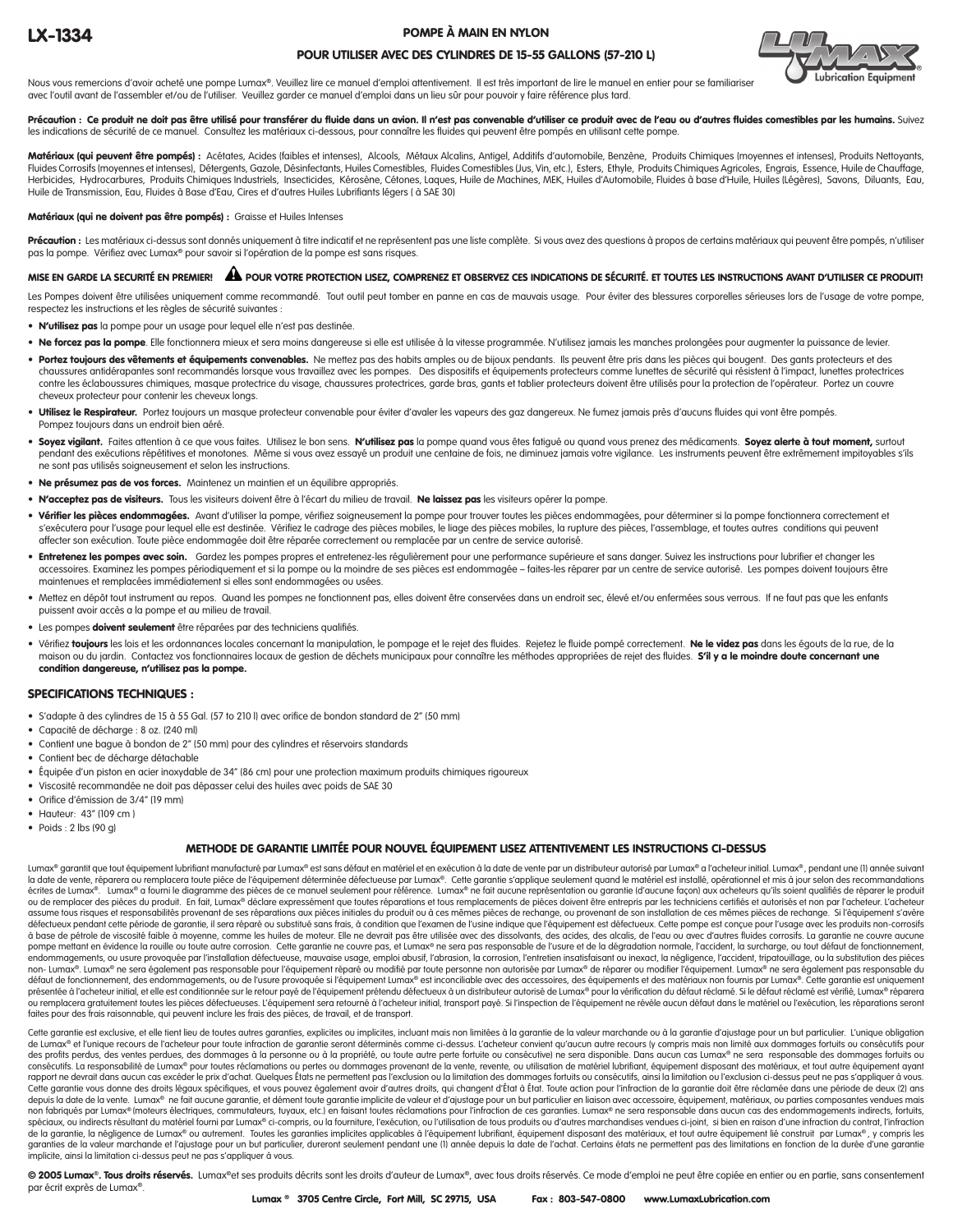# LX-1334

## POMPE À MAIN EN NYLON

## POUR UTILISER AVEC DES CYLINDRES DE 15-55 GALLONS (57-210 L)

Nous vous remercions d'avoir acheté une pompe Lumax®. Veuillez lire ce manuel d'emploi attentivement. Il est très important de lire le manuel en entier pour se familiariser avec l'outil avant de l'assembler et/ou de l'utiliser. Veuillez garder ce manuel d'emploi dans un lieu sûr pour pouvoir y faire référence plus tard.

**Précaution : Ce produit ne doit pas être utilisé pour transférer du fluide dans un avion. Il n'est pas convenable d'utiliser ce produit avec de l'eau ou d'autres fluides comestibles par les humains.** Suivez les indications de sécurité de ce manuel. Consultez les matériaux ci-dessous, pour connaître les fluides qui peuvent être pompés en utilisant cette pompe.

**Matériaux (qui peuvent être pompés) :** Acétates, Acides (faibles et intenses), Alcools, Métaux Alcalins, Antigel, Additifs d'automobile, Benzène, Produits Chimiques (moyennes et intenses), Produits Nettoyants, Fluides Corrosifs (moyennes et intenses), Détergents, Gazole, Désinfectants, Huiles Comestibles, Fluides Comestibles (Jus, Vin, etc.), Esters, Ethyle, Produits Chimiques Agricoles, Engrais, Essence, Huile de Chauffage, Herbicides, Hydrocarbures, Produits Chimiques Industriels, Insecticides, Kérosène, Cétones, Laques, Huile de Machines, MEK, Huiles d'Automobile, Fluides à base d'Huile, Huiles (Légères), Savons, Diluants, Eau, Huile de Transmission, Eau, Fluides à Base d'Eau, Cires et d'autres Huiles Lubrifiants légers ( à SAE 30)

**Matériaux (qui ne doivent pas être pompés) :** Graisse et Huiles Intenses

**Précaution :** Les matériaux ci-dessus sont donnés uniquement à titre indicatif et ne représentent pas une liste complète. Si vous avez des questions à propos de certains matériaux qui peuvent être pompés, n'utiliser pas la pompe. Vérifiez avec Lumax® pour savoir si l'opération de la pompe est sans risques.

**MISE EN GARDE LA SECURITÉ EN PREMIER! ⚠ POUR VOTRE PROTECTION LISEZ, COMPRENEZ ET OBSERVEZ CES INDICATIONS DE SÉCURITÉ. ET TOUTES LES INSTRUCTIONS AVANT D'UTILISER CE PRODUIT!**

Les Pompes doivent être utilisées uniquement comme recommandé. Tout outil peut tomber en panne en cas de mauvais usage. Pour éviter des blessures corporelles sérieuses lors de l'usage de votre pompe, respectez les instructions et les règles de sécurité suivantes :

- **N'utilisez pas** la pompe pour un usage pour lequel elle n'est pas destinée.
- **Ne forcez pas la pompe**. Elle fonctionnera mieux et sera moins dangereuse si elle est utilisée à la vitesse programmée. N'utilisez jamais les manches prolongées pour augmenter la puissance de levier.
- **Portez toujours des vêtements et équipements convenables.** Ne mettez pas des habits amples ou de bijoux pendants. Ils peuvent être pris dans les pièces qui bougent. Des gants protecteurs et des chaussures antidérapantes sont recommandés lorsque vous travaillez avec les pompes. Des dispositifs et équipements protecteurs comme lunettes de sécurité qui résistent à l'impact, lunettes protectrices contre les éclaboussures chimiques, masque protectrice du visage, chaussures protectrices, garde bras, gants et tablier protecteurs doivent être utilisés pour la protection de l'opérateur. Portez un couvre cheveux protecteur pour contenir les cheveux longs.
- **Utilisez le Respirateur.** Portez toujours un masque protecteur convenable pour éviter d'avaler les vapeurs des gaz dangereux. Ne fumez jamais près d'aucuns fluides qui vont être pompés. Pompez toujours dans un endroit bien aéré.
- **Soyez vigilant.** Faites attention à ce que vous faites. Utilisez le bon sens. **N'utilisez pas** la pompe quand vous êtes fatigué ou quand vous prenez des médicaments. **Soyez alerte à tout moment,** surtout pendant des exécutions répétitives et monotones. Même si vous avez essayé un produit une centaine de fois, ne diminuez jamais votre vigilance. Les instruments peuvent être extrêmement impitoyables s'ils ne sont pas utilisés soigneusement et selon les instructions.
- **Ne présumez pas de vos forces.** Maintenez un maintien et un équilibre appropriés.
- **N'acceptez pas de visiteurs.** Tous les visiteurs doivent être à l'écart du milieu de travail. **Ne laissez pas** les visiteurs opérer la pompe.
- **Vérifier les pièces endommagées.** Avant d'utiliser la pompe, vérifiez soigneusement la pompe pour trouver toutes les pièces endommagées, pour déterminer si la pompe fonctionnera correctement et s'exécutera pour l'usage pour lequel elle est destinée. Vérifiez le cadrage des pièces mobiles, le liage des pièces mobiles, la rupture des pièces, l'assemblage, et toutes autres conditions qui peuvent affecter son exécution. Toute pièce endommagée doit être réparée correctement ou remplacée par un centre de service autorisé.
- **Entretenez les pompes avec soin.** Gardez les pompes propres et entretenez-les régulièrement pour une performance supérieure et sans danger. Suivez les instructions pour lubrifier et changer les accessoires. Examinez les pompes périodiquement et si la pompe ou la moindre de ses pièces est endommagée – faites-les réparer par un centre de service autorisé. Les pompes doivent toujours être maintenues et remplacées immédiatement si elles sont endommagées ou usées.
- Mettez en dépôt tout instrument au repos. Quand les pompes ne fonctionnent pas, elles doivent être conservées dans un endroit sec, élevé et/ou enfermées sous verrous. Il ne faut pas que les enfants puissent avoir accès à la pompe et au milieu de travail.
- Les pompes **doivent seulement** être réparées par des techniciens qualifiés.
- Vérifiez **toujours** les lois et les ordonnances locales concernant la manipulation, le pompage et le rejet des fluides. Rejetez le fluide pompé correctement. **Ne le videz pas** dans les égouts de la rue, de la maison ou du jardin. Contactez vos fonctionnaires locaux de gestion de déchets municipaux pour connaître les méthodes appropriées de rejet des fluides. **S'il y a le moindre doute concernant une condition dangereuse, n'utilisez pas la pompe.**

## SPECIFICATIONS TECHNIQUES :

- S'adapte à des cylindres de 15 à 55 Gal. (57 to 210 l) avec orifice de bondon standard de 2" (50 mm)
- Capacité de décharge : 8 oz. (240 ml)
- Contient une bague à bondon de 2" (50 mm) pour des cylindres et réservoirs standards
- Contient bec de décharge détachable
- Équipée d'un piston en acier inoxydable de 34" (86 cm) pour une protection maximum produits chimiques rigoureux
- Viscosité recommandée ne doit pas dépasser celui des huiles avec poids de SAE 30
- Orifice d'émission de 3/4" (19 mm)
- Hauteur: 43" (109 cm )
- Poids : 2 lbs (90 g)

## METHODE DE GARANTIE LIMITÉE POUR NOUVEL ÉQUIPEMENT LISEZ ATTENTIVEMENT LES INSTRUCTIONS CI-DESSUS

Lumax® garantit que tout équipement lubrifiant manufacturé par Lumax® est sans défaut en matériel et en exécution à la date de vente par un distributeur autorisé par Lumax® à l'acheteur initial. Lumax®, pendant une (1) année suivant la date de vente, réparera ou remplacera toute pièce de l'équipement déterminée défectueuse par Lumax®. Cette garantie s'applique seulement quand le matériel est installé, opérationnel et mis à jour selon des recommandations écrites de Lumax®. Lumax® a fourni le diagramme des pièces de ce manuel seulement pour référence. Lumax® ne fait aucune représentation ou garantie (d'aucune façon) aux acheteurs qu'ils soient qualifiés de réparer le produit ou de remplacer des pièces du produit. En fait, Lumax® déclare expressément que toutes réparations et tous remplacements de pièces doivent être entrepris par les techniciens certifiés et autorisés et non par l'acheteur. L'acheteur assume tous risques et responsabilités provenant de ses réparations aux pièces initiales du produit ou à ces mêmes pièces de rechange, ou provenant de son installation de ces mêmes pièces de rechange. Si l'équipement s'avère défectueux pendant cette période de garantie, il sera réparé ou substitué sans frais, à condition que l'examen de l'usine indique que l'équipement est défectueux. Cette pompe est conçue pour l'usage avec les produits non-corrosifs à base de pétrole de viscosité faible à moyenne, comme les huiles de moteur. Elle ne devrait pas être utilisée avec des dissolvants, des acides, des alcalis, de l'eau ou avec d'autres fluides corrosifs. La garantie ne couvre aucune pompe mettant en évidence la rouille ou toute autre corrosion. Cette garantie ne couvre pas, et Lumax® ne sera pas responsable de l'usure et de la dégradation normale, l'accident, la surcharge, ou tout défaut de fonctionnement, endommagements, ou usure provoquée par l'installation défectueuse, mauvaise usage, emploi abusif, l'abrasion, la corrosion, l'entretien insatisfaisant ou inexact, la négligence, l'accident, tripatouillage, ou la substitution des pièces non- Lumax®. Lumax® ne sera également pas responsable pour l'équipement réparé ou modifié par toute personne non autorisée par Lumax® de réparer ou modifier l'équipement. Lumax® ne sera également pas responsable du défaut de fonctionnement, des endommagements, ou de l'usure provoquée si l'équipement Lumax® est inconciliable avec des accessoires, des équipements et des matériaux non fournis par Lumax®. Cette garantie est uniquement présentée à l'acheteur initial, et elle est conditionnée sur le retour payé de l'équipement prétendu défectueux à un distributeur autorisé de Lumax® pour la vérification du défaut réclamé. Si le défaut réclamé est vérifié, Lumax® réparera ou remplacera gratuitement toutes les pièces défectueuses. L'équipement sera retourné à l'acheteur initial, transport payé. Si l'inspection de l'équipement ne révèle aucun défaut dans le matériel ou l'exécution, les réparations seront faites pour des frais raisonnable, qui peuvent inclure les frais des pièces, de travail, et de transport.

Cette garantie est exclusive, et elle tient lieu de toutes autres garanties, explicites ou implicites, incluant mais non limitées à la garantie de la valeur marchande ou à la garantie d'ajustage pour un but particulier. L'unique obligation de Lumax® et l'unique recours de l'acheteur pour toute infraction de garantie seront déterminés comme ci-dessus. L'acheteur convient qu'aucun autre recours (y compris mais non limité aux dommages fortuits ou consécutifs pour des profits perdus, des ventes perdues, des dommages à la personne ou à la propriété, ou toute autre perte fortuite ou consécutive) ne sera disponible. Dans aucun cas Lumax® ne sera responsable des dommages fortuits ou consécutifs. La responsabilité de Lumax® pour toutes réclamations ou pertes ou dommages provenant de la vente, revente, ou utilisation de matériel lubrifiant, équipement disposant des matériaux, et tout autre équipement ayant rapport ne devrait dans aucun cas excéder le prix d'achat. Quelques États ne permettent pas l'exclusion ou la limitation des dommages fortuits ou consécutifs, ainsi la limitation ou l'exclusion ci-dessus peut ne pas s'appliquer à vous. Cette garantie vous donne des droits légaux spécifiques, et vous pouvez également avoir d'autres droits, qui changent d'État à État. Toute action pour l'infraction de la garantie doit être réclamée dans une période de deux (2) ans depuis la date de la vente. Lumax® ne fait aucune garantie, et dément toute garantie implicite de valeur et d'ajustage pour un but particulier en liaison avec accessoire, équipement, matériaux, ou parties composantes vendues mais non fabriquées par Lumax® (moteurs électriques, commutateurs, tuyaux, etc.) en faisant toutes réclamations pour l'infraction de ces garanties. Lumax® ne sera responsable dans aucun cas des endommagements indirects, fortuits, spéciaux, ou indirects résultant du matériel fourni par Lumax® ci-compris, ou la fourniture, l'exécution, ou l'utilisation de tous produits ou d'autres marchandises vendues ci-joint, si bien en raison d'une infraction du contrat, l'infraction de la garantie, la négligence de Lumax® ou autrement. Toutes les garanties implicites applicables à l'équipement lubrifiant, équipement disposant des matériaux, et tout autre équipement lié construit par Lumax®, y compris les garanties de la valeur marchande et l'ajustage pour un but particulier, dureront seulement pendant une (1) année depuis la date de l'achat. Certains états ne permettent pas des limitations en fonction de la durée d'une garantie implicite, ainsi la limitation ci-dessus peut ne pas s'appliquer à vous.

**© 2005 Lumax®. Tous droits réservés.** Lumax®et ses produits décrits sont les droits d'auteur de Lumax®, avec tous droits réservés. Ce mode d'emploi ne peut être copiée en entier ou en partie, sans consentement par écrit exprès de Lumax®.

**Lumax ® 3705 Centre Circle, Fort Mill, SC 29715, USA Fax : 803-547-0800 www.LumaxLubrication.com**